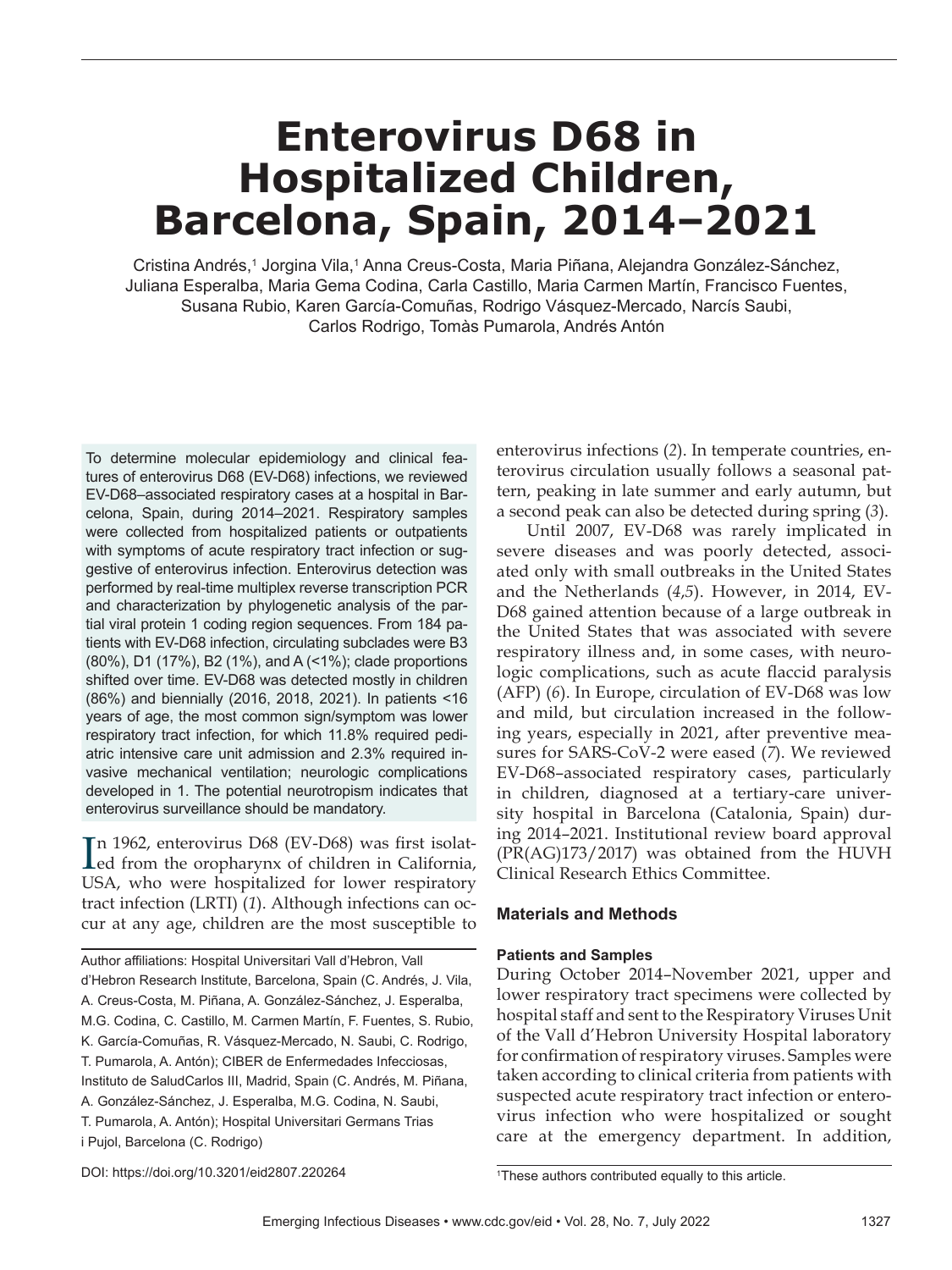# Enterovirus D68 in Hospitalized Children, Barcelona, Spain, 2014–2021

Cristina Andrés,[1] Jorgina Vila,[1] Anna Creus-Costa, Maria Piñana, Alejandra González-Sánchez, Juliana Esperalba, Maria Gema Codina, Carla Castillo, Maria Carmen Martín, Francisco Fuentes, Susana Rubio, Karen García-Comuñas, Rodrigo Vásquez-Mercado, Narcís Saubi, Carlos Rodrigo, Tomàs Pumarola, Andrés Antón

To determine molecular epidemiology and clinical features of enterovirus D68 (EV-D68) infections, we reviewed EV-D68–associated respiratory cases at a hospital in Barcelona, Spain, during 2014–2021. Respiratory samples were collected from hospitalized patients or outpatients with symptoms of acute respiratory tract infection or suggestive of enterovirus infection. Enterovirus detection was performed by real-time multiplex reverse transcription PCR and characterization by phylogenetic analysis of the partial viral protein 1 coding region sequences. From 184 patients with EV-D68 infection, circulating subclades were B3 (80%), D1 (17%), B2 (1%), and A (<1%); clade proportions shifted over time. EV-D68 was detected mostly in children (86%) and biennially (2016, 2018, 2021). In patients <16 years of age, the most common sign/symptom was lower respiratory tract infection, for which 11.8% required pediatric intensive care unit admission and 2.3% required invasive mechanical ventilation; neurologic complications developed in 1. The potential neurotropism indicates that enterovirus surveillance should be mandatory.

In 1962, enterovirus D68 (EV-D68) was first isolated from the oropharynx of children in California, USA, who were hospitalized for lower respiratory tract infection (LRTI) (*1*). Although infections can occur at any age, children are the most susceptible to enterovirus infections (*2*). In temperate countries, enterovirus circulation usually follows a seasonal pattern, peaking in late summer and early autumn, but a second peak can also be detected during spring (*3*).

Until 2007, EV-D68 was rarely implicated in severe diseases and was poorly detected, associated only with small outbreaks in the United States and the Netherlands (*4*,*5*). However, in 2014, EV-D68 gained attention because of a large outbreak in the United States that was associated with severe respiratory illness and, in some cases, with neurologic complications, such as acute flaccid paralysis (AFP) (*6*). In Europe, circulation of EV-D68 was low and mild, but circulation increased in the following years, especially in 2021, after preventive measures for SARS-CoV-2 were eased (*7*). We reviewed EV-D68–associated respiratory cases, particularly in children, diagnosed at a tertiary-care university hospital in Barcelona (Catalonia, Spain) during 2014–2021. Institutional review board approval (PR(AG)173/2017) was obtained from the HUVH Clinical Research Ethics Committee.

## Materials and Methods

### Patients and Samples

During October 2014–November 2021, upper and lower respiratory tract specimens were collected by hospital staff and sent to the Respiratory Viruses Unit of the Vall d'Hebron University Hospital laboratory for confirmation of respiratory viruses. Samples were taken according to clinical criteria from patients with suspected acute respiratory tract infection or enterovirus infection who were hospitalized or sought care at the emergency department. In addition,

Author affiliations: Hospital Universitari Vall d'Hebron, Vall d'Hebron Research Institute, Barcelona, Spain (C. Andrés, J. Vila, A. Creus-Costa, M. Piñana, A. González-Sánchez, J. Esperalba, M.G. Codina, C. Castillo, M. Carmen Martín, F. Fuentes, S. Rubio, K. García-Comuñas, R. Vásquez-Mercado, N. Saubi, C. Rodrigo, T. Pumarola, A. Antón); CIBER de Enfermedades Infecciosas, Instituto de SaludCarlos III, Madrid, Spain (C. Andrés, M. Piñana, A. González-Sánchez, J. Esperalba, M.G. Codina, N. Saubi, T. Pumarola, A. Antón); Hospital Universitari Germans Trias i Pujol, Barcelona (C. Rodrigo)

DOI: https://doi.org/10.3201/eid2807.220264

[1]These authors contributed equally to this article.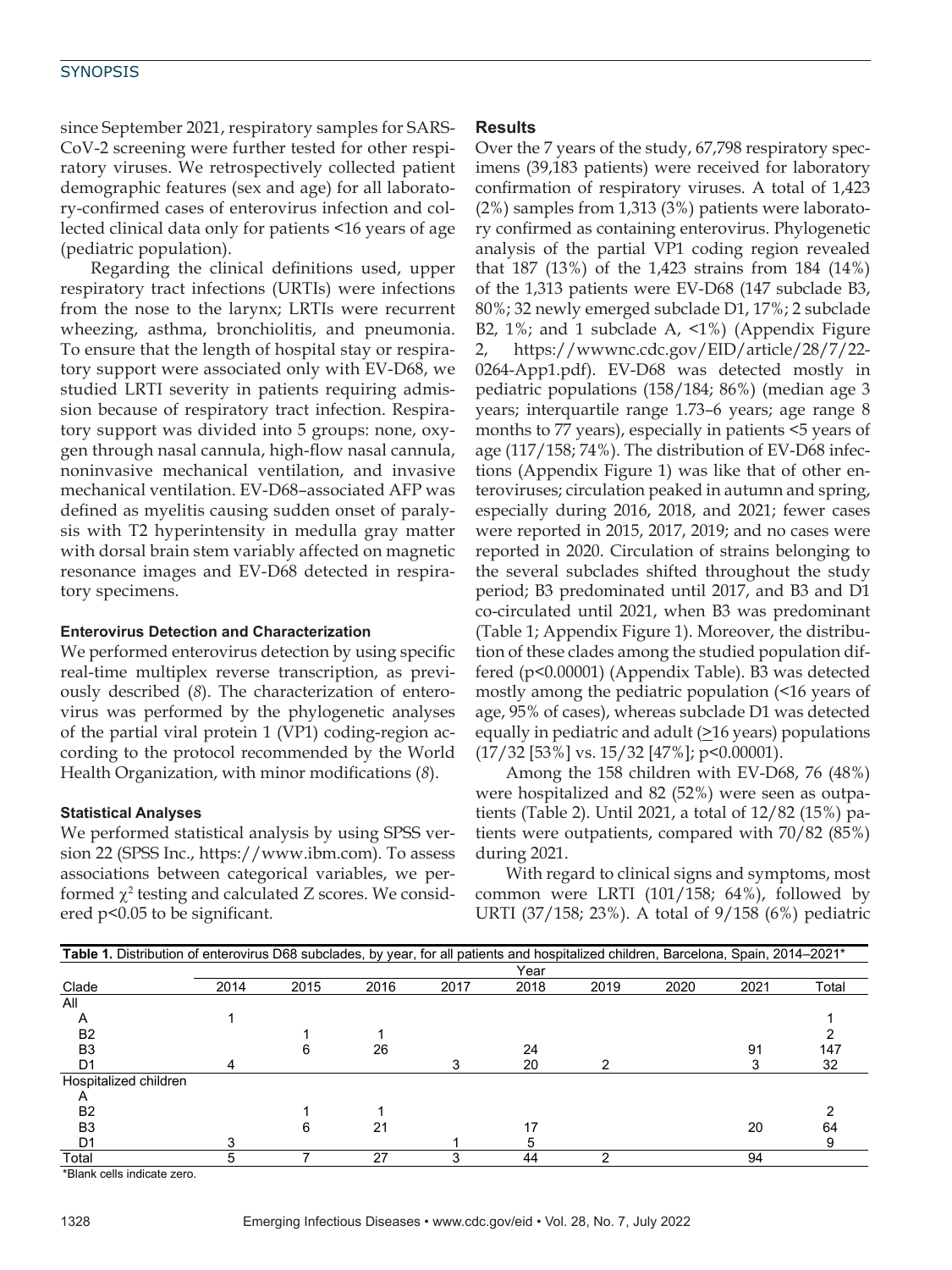since September 2021, respiratory samples for SARS-CoV-2 screening were further tested for other respiratory viruses. We retrospectively collected patient demographic features (sex and age) for all laboratory-confirmed cases of enterovirus infection and collected clinical data only for patients <16 years of age (pediatric population).

Regarding the clinical definitions used, upper respiratory tract infections (URTIs) were infections from the nose to the larynx; LRTIs were recurrent wheezing, asthma, bronchiolitis, and pneumonia. To ensure that the length of hospital stay or respiratory support were associated only with EV-D68, we studied LRTI severity in patients requiring admission because of respiratory tract infection. Respiratory support was divided into 5 groups: none, oxygen through nasal cannula, high-flow nasal cannula, noninvasive mechanical ventilation, and invasive mechanical ventilation. EV-D68–associated AFP was defined as myelitis causing sudden onset of paralysis with T2 hyperintensity in medulla gray matter with dorsal brain stem variably affected on magnetic resonance images and EV-D68 detected in respiratory specimens.

### Enterovirus Detection and Characterization

We performed enterovirus detection by using specific real-time multiplex reverse transcription, as previously described (*8*). The characterization of enterovirus was performed by the phylogenetic analyses of the partial viral protein 1 (VP1) coding-region according to the protocol recommended by the World Health Organization, with minor modifications (*8*).

### Statistical Analyses

We performed statistical analysis by using SPSS version 22 (SPSS Inc., https://www.ibm.com). To assess associations between categorical variables, we performed $\chi^2$ testing and calculated Z scores. We considered $p<0.05$ to be significant.

## Results

Over the 7 years of the study, 67,798 respiratory specimens (39,183 patients) were received for laboratory confirmation of respiratory viruses. A total of 1,423 (2%) samples from 1,313 (3%) patients were laboratory confirmed as containing enterovirus. Phylogenetic analysis of the partial VP1 coding region revealed that 187 (13%) of the 1,423 strains from 184 (14%) of the 1,313 patients were EV-D68 (147 subclade B3, 80%; 32 newly emerged subclade D1, 17%; 2 subclade B2, 1%; and 1 subclade A, <1%) (Appendix Figure 2, https://wwwnc.cdc.gov/EID/article/28/7/22-0264-App1.pdf). EV-D68 was detected mostly in pediatric populations (158/184; 86%) (median age 3 years; interquartile range 1.73–6 years; age range 8 months to 77 years), especially in patients <5 years of age (117/158; 74%). The distribution of EV-D68 infections (Appendix Figure 1) was like that of other enteroviruses; circulation peaked in autumn and spring, especially during 2016, 2018, and 2021; fewer cases were reported in 2015, 2017, 2019; and no cases were reported in 2020. Circulation of strains belonging to the several subclades shifted throughout the study period; B3 predominated until 2017, and B3 and D1 co-circulated until 2021, when B3 was predominant (Table 1; Appendix Figure 1). Moreover, the distribution of these clades among the studied population differed ($p<0.00001$) (Appendix Table). B3 was detected mostly among the pediatric population (<16 years of age, 95% of cases), whereas subclade D1 was detected equally in pediatric and adult (≥16 years) populations (17/32 [53%] vs. 15/32 [47%]; $p<0.00001$).

Among the 158 children with EV-D68, 76 (48%) were hospitalized and 82 (52%) were seen as outpatients (Table 2). Until 2021, a total of 12/82 (15%) patients were outpatients, compared with 70/82 (85%) during 2021.

With regard to clinical signs and symptoms, most common were LRTI (101/158; 64%), followed by URTI (37/158; 23%). A total of 9/158 (6%) pediatric

**Table 1.** Distribution of enterovirus D68 subclades, by year, for all patients and hospitalized children, Barcelona, Spain, 2014–2021*

| Clade | Year | | | | | | | | |
|---|---|---|---|---|---|---|---|---|---|
| | 2014 | 2015 | 2016 | 2017 | 2018 | 2019 | 2020 | 2021 | Total |
| All | | | | | | | | | |
| A | 1 | | | | | | | | 1 |
| B2 | | 1 | 1 | | | | | | 2 |
| B3 | | 6 | 26 | | 24 | | | 91 | 147 |
| D1 | 4 | | | 3 | 20 | 2 | | 3 | 32 |
| Hospitalized children | | | | | | | | | |
| A | | | | | | | | | |
| B2 | | 1 | 1 | | | | | | 2 |
| B3 | | 6 | 21 | | 17 | | | 20 | 64 |
| D1 | 3 | | | 1 | 5 | | | | 9 |
| Total | 5 | 7 | 27 | 3 | 44 | 2 | | 94 | |

*Blank cells indicate zero.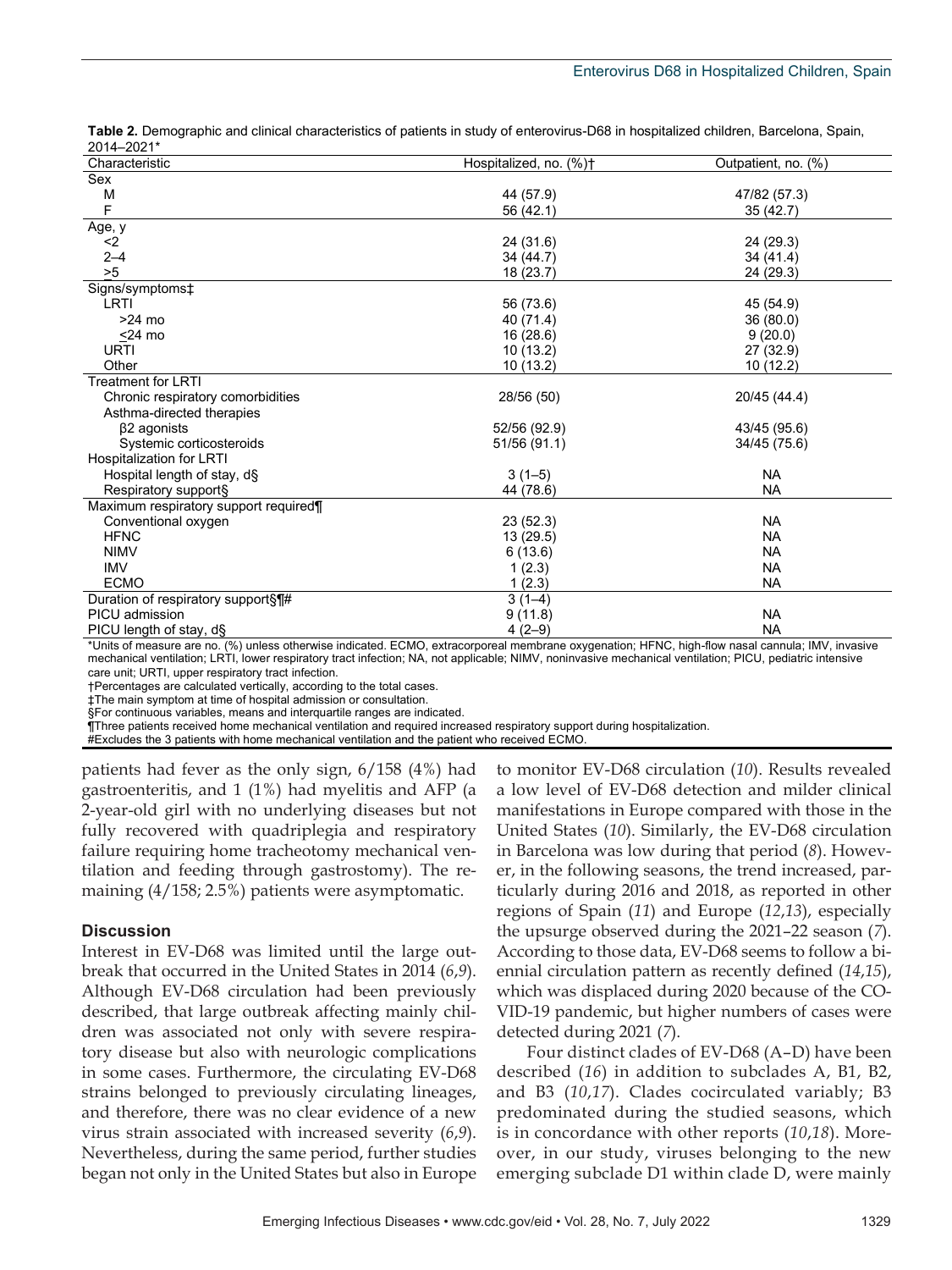**Table 2.** Demographic and clinical characteristics of patients in study of enterovirus-D68 in hospitalized children, Barcelona, Spain, 2014–2021*

| Characteristic | Hospitalized, no. (%)† | Outpatient, no. (%) |
|---|---|---|
| Sex | | |
| M | 44 (57.9) | 47/82 (57.3) |
| F | 56 (42.1) | 35 (42.7) |
| Age, y | | |
| <2 | 24 (31.6) | 24 (29.3) |
| 2–4 | 34 (44.7) | 34 (41.4) |
| >5 | 18 (23.7) | 24 (29.3) |
| Signs/symptoms‡ | | |
| LRTI | 56 (73.6) | 45 (54.9) |
| >24 mo | 40 (71.4) | 36 (80.0) |
| <24 mo | 16 (28.6) | 9 (20.0) |
| URTI | 10 (13.2) | 27 (32.9) |
| Other | 10 (13.2) | 10 (12.2) |
| Treatment for LRTI | | |
| Chronic respiratory comorbidities | 28/56 (50) | 20/45 (44.4) |
| Asthma-directed therapies | | |
| β2 agonists | 52/56 (92.9) | 43/45 (95.6) |
| Systemic corticosteroids | 51/56 (91.1) | 34/45 (75.6) |
| Hospitalization for LRTI | | |
| Hospital length of stay, d§ | 3 (1–5) | NA |
| Respiratory support§ | 44 (78.6) | NA |
| Maximum respiratory support required¶ | | |
| Conventional oxygen | 23 (52.3) | NA |
| HFNC | 13 (29.5) | NA |
| NIMV | 6 (13.6) | NA |
| IMV | 1 (2.3) | NA |
| ECMO | 1 (2.3) | NA |
| Duration of respiratory support§¶# | 3 (1–4) | |
| PICU admission | 9 (11.8) | NA |
| PICU length of stay, d§ | 4 (2–9) | NA |

*Units of measure are no. (%) unless otherwise indicated. ECMO, extracorporeal membrane oxygenation; HFNC, high-flow nasal cannula; IMV, invasive mechanical ventilation; LRTI, lower respiratory tract infection; NA, not applicable; NIMV, noninvasive mechanical ventilation; PICU, pediatric intensive care unit; URTI, upper respiratory tract infection.
†Percentages are calculated vertically, according to the total cases.
‡The main symptom at time of hospital admission or consultation.
§For continuous variables, means and interquartile ranges are indicated.
¶Three patients received home mechanical ventilation and required increased respiratory support during hospitalization.
#Excludes the 3 patients with home mechanical ventilation and the patient who received ECMO.

patients had fever as the only sign, 6/158 (4%) had gastroenteritis, and 1 (1%) had myelitis and AFP (a 2-year-old girl with no underlying diseases but not fully recovered with quadriplegia and respiratory failure requiring home tracheotomy mechanical ventilation and feeding through gastrostomy). The remaining (4/158; 2.5%) patients were asymptomatic.

## Discussion

Interest in EV-D68 was limited until the large outbreak that occurred in the United States in 2014 (*6*,*9*). Although EV-D68 circulation had been previously described, that large outbreak affecting mainly children was associated not only with severe respiratory disease but also with neurologic complications in some cases. Furthermore, the circulating EV-D68 strains belonged to previously circulating lineages, and therefore, there was no clear evidence of a new virus strain associated with increased severity (*6*,*9*). Nevertheless, during the same period, further studies began not only in the United States but also in Europe to monitor EV-D68 circulation (*10*). Results revealed a low level of EV-D68 detection and milder clinical manifestations in Europe compared with those in the United States (*10*). Similarly, the EV-D68 circulation in Barcelona was low during that period (*8*). However, in the following seasons, the trend increased, particularly during 2016 and 2018, as reported in other regions of Spain (*11*) and Europe (*12*,*13*), especially the upsurge observed during the 2021–22 season (*7*). According to those data, EV-D68 seems to follow a biennial circulation pattern as recently defined (*14*,*15*), which was displaced during 2020 because of the COVID-19 pandemic, but higher numbers of cases were detected during 2021 (*7*).

Four distinct clades of EV-D68 (A–D) have been described (*16*) in addition to subclades A, B1, B2, and B3 (*10*,*17*). Clades cocirculated variably; B3 predominated during the studied seasons, which is in concordance with other reports (*10*,*18*). Moreover, in our study, viruses belonging to the new emerging subclade D1 within clade D, were mainly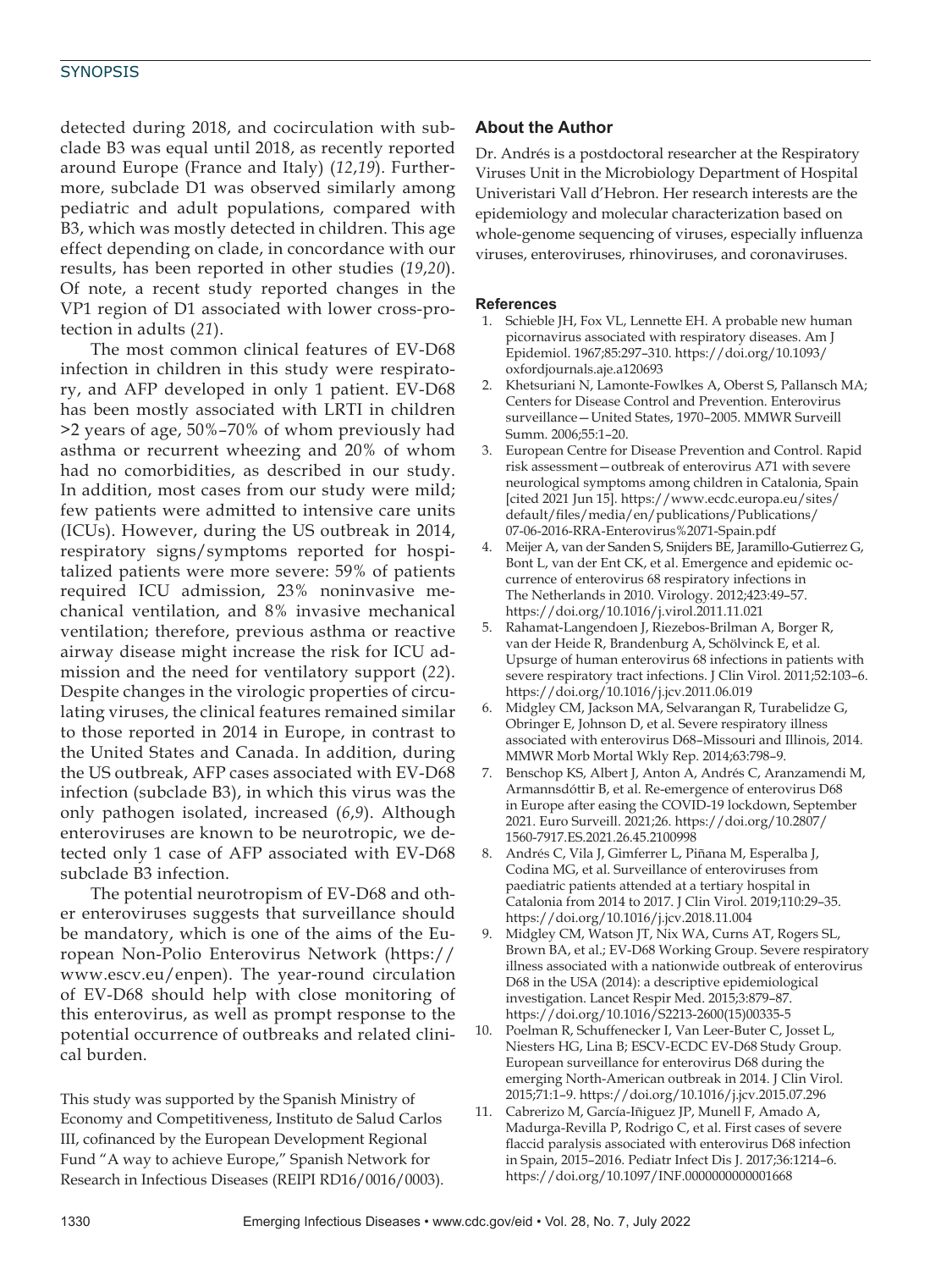detected during 2018, and cocirculation with subclade B3 was equal until 2018, as recently reported around Europe (France and Italy) (*12*,*19*). Furthermore, subclade D1 was observed similarly among pediatric and adult populations, compared with B3, which was mostly detected in children. This age effect depending on clade, in concordance with our results, has been reported in other studies (*19*,*20*). Of note, a recent study reported changes in the VP1 region of D1 associated with lower cross-protection in adults (*21*).

The most common clinical features of EV-D68 infection in children in this study were respiratory, and AFP developed in only 1 patient. EV-D68 has been mostly associated with LRTI in children >2 years of age, 50%–70% of whom previously had asthma or recurrent wheezing and 20% of whom had no comorbidities, as described in our study. In addition, most cases from our study were mild; few patients were admitted to intensive care units (ICUs). However, during the US outbreak in 2014, respiratory signs/symptoms reported for hospitalized patients were more severe: 59% of patients required ICU admission, 23% noninvasive mechanical ventilation, and 8% invasive mechanical ventilation; therefore, previous asthma or reactive airway disease might increase the risk for ICU admission and the need for ventilatory support (*22*). Despite changes in the virologic properties of circulating viruses, the clinical features remained similar to those reported in 2014 in Europe, in contrast to the United States and Canada. In addition, during the US outbreak, AFP cases associated with EV-D68 infection (subclade B3), in which this virus was the only pathogen isolated, increased (*6*,*9*). Although enteroviruses are known to be neurotropic, we detected only 1 case of AFP associated with EV-D68 subclade B3 infection.

The potential neurotropism of EV-D68 and other enteroviruses suggests that surveillance should be mandatory, which is one of the aims of the European Non-Polio Enterovirus Network (https://www.escv.eu/enpen). The year-round circulation of EV-D68 should help with close monitoring of this enterovirus, as well as prompt response to the potential occurrence of outbreaks and related clinical burden.

This study was supported by the Spanish Ministry of Economy and Competitiveness, Instituto de Salud Carlos III, cofinanced by the European Development Regional Fund "A way to achieve Europe," Spanish Network for Research in Infectious Diseases (REIPI RD16/0016/0003).

## About the Author

Dr. Andrés is a postdoctoral researcher at the Respiratory Viruses Unit in the Microbiology Department of Hospital Univeristari Vall d'Hebron. Her research interests are the epidemiology and molecular characterization based on whole-genome sequencing of viruses, especially influenza viruses, enteroviruses, rhinoviruses, and coronaviruses.

## References

1. Schieble JH, Fox VL, Lennette EH. A probable new human picornavirus associated with respiratory diseases. Am J Epidemiol. 1967;85:297–310. https://doi.org/10.1093/oxfordjournals.aje.a120693
2. Khetsuriani N, Lamonte-Fowlkes A, Oberst S, Pallansch MA; Centers for Disease Control and Prevention. Enterovirus surveillance—United States, 1970–2005. MMWR Surveill Summ. 2006;55:1–20.
3. European Centre for Disease Prevention and Control. Rapid risk assessment—outbreak of enterovirus A71 with severe neurological symptoms among children in Catalonia, Spain [cited 2021 Jun 15]. https://www.ecdc.europa.eu/sites/default/files/media/en/publications/Publications/07-06-2016-RRA-Enterovirus%2071-Spain.pdf
4. Meijer A, van der Sanden S, Snijders BE, Jaramillo-Gutierrez G, Bont L, van der Ent CK, et al. Emergence and epidemic occurrence of enterovirus 68 respiratory infections in The Netherlands in 2010. Virology. 2012;423:49–57. https://doi.org/10.1016/j.virol.2011.11.021
5. Rahamat-Langendoen J, Riezebos-Brilman A, Borger R, van der Heide R, Brandenburg A, Schölvinck E, et al. Upsurge of human enterovirus 68 infections in patients with severe respiratory tract infections. J Clin Virol. 2011;52:103–6. https://doi.org/10.1016/j.jcv.2011.06.019
6. Midgley CM, Jackson MA, Selvarangan R, Turabelidze G, Obringer E, Johnson D, et al. Severe respiratory illness associated with enterovirus D68–Missouri and Illinois, 2014. MMWR Morb Mortal Wkly Rep. 2014;63:798–9.
7. Benschop KS, Albert J, Anton A, Andrés C, Aranzamendi M, Armannsdóttir B, et al. Re-emergence of enterovirus D68 in Europe after easing the COVID-19 lockdown, September 2021. Euro Surveill. 2021;26. https://doi.org/10.2807/1560-7917.ES.2021.26.45.2100998
8. Andrés C, Vila J, Gimferrer L, Piñana M, Esperalba J, Codina MG, et al. Surveillance of enteroviruses from paediatric patients attended at a tertiary hospital in Catalonia from 2014 to 2017. J Clin Virol. 2019;110:29–35. https://doi.org/10.1016/j.jcv.2018.11.004
9. Midgley CM, Watson JT, Nix WA, Curns AT, Rogers SL, Brown BA, et al.; EV-D68 Working Group. Severe respiratory illness associated with a nationwide outbreak of enterovirus D68 in the USA (2014): a descriptive epidemiological investigation. Lancet Respir Med. 2015;3:879–87. https://doi.org/10.1016/S2213-2600(15)00335-5
10. Poelman R, Schuffenecker I, Van Leer-Buter C, Josset L, Niesters HG, Lina B; ESCV-ECDC EV-D68 Study Group. European surveillance for enterovirus D68 during the emerging North-American outbreak in 2014. J Clin Virol. 2015;71:1–9. https://doi.org/10.1016/j.jcv.2015.07.296
11. Cabrerizo M, García-Iñiguez JP, Munell F, Amado A, Madurga-Revilla P, Rodrigo C, et al. First cases of severe flaccid paralysis associated with enterovirus D68 infection in Spain, 2015–2016. Pediatr Infect Dis J. 2017;36:1214–6. https://doi.org/10.1097/INF.0000000000001668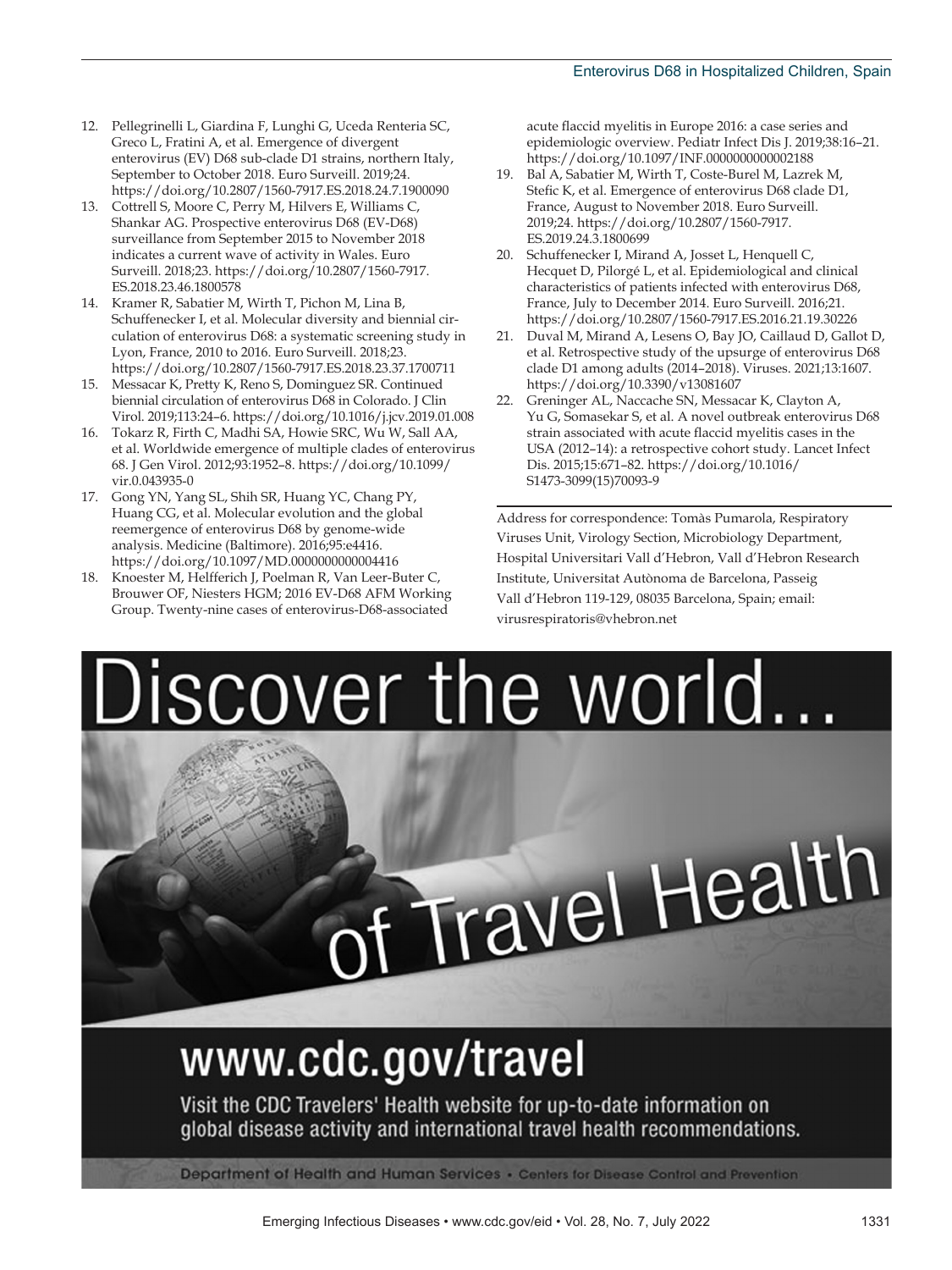12. Pellegrinelli L, Giardina F, Lunghi G, Uceda Renteria SC, Greco L, Fratini A, et al. Emergence of divergent enterovirus (EV) D68 sub-clade D1 strains, northern Italy, September to October 2018. Euro Surveill. 2019;24. https://doi.org/10.2807/1560-7917.ES.2018.24.7.1900090
13. Cottrell S, Moore C, Perry M, Hilvers E, Williams C, Shankar AG. Prospective enterovirus D68 (EV-D68) surveillance from September 2015 to November 2018 indicates a current wave of activity in Wales. Euro Surveill. 2018;23. https://doi.org/10.2807/1560-7917.ES.2018.23.46.1800578
14. Kramer R, Sabatier M, Wirth T, Pichon M, Lina B, Schuffenecker I, et al. Molecular diversity and biennial circulation of enterovirus D68: a systematic screening study in Lyon, France, 2010 to 2016. Euro Surveill. 2018;23. https://doi.org/10.2807/1560-7917.ES.2018.23.37.1700711
15. Messacar K, Pretty K, Reno S, Dominguez SR. Continued biennial circulation of enterovirus D68 in Colorado. J Clin Virol. 2019;113:24–6. https://doi.org/10.1016/j.jcv.2019.01.008
16. Tokarz R, Firth C, Madhi SA, Howie SRC, Wu W, Sall AA, et al. Worldwide emergence of multiple clades of enterovirus 68. J Gen Virol. 2012;93:1952–8. https://doi.org/10.1099/vir.0.043935-0
17. Gong YN, Yang SL, Shih SR, Huang YC, Chang PY, Huang CG, et al. Molecular evolution and the global reemergence of enterovirus D68 by genome-wide analysis. Medicine (Baltimore). 2016;95:e4416. https://doi.org/10.1097/MD.0000000000004416
18. Knoester M, Helfferich J, Poelman R, Van Leer-Buter C, Brouwer OF, Niesters HGM; 2016 EV-D68 AFM Working Group. Twenty-nine cases of enterovirus-D68-associated acute flaccid myelitis in Europe 2016: a case series and epidemiologic overview. Pediatr Infect Dis J. 2019;38:16–21. https://doi.org/10.1097/INF.0000000000002188
19. Bal A, Sabatier M, Wirth T, Coste-Burel M, Lazrek M, Stefic K, et al. Emergence of enterovirus D68 clade D1, France, August to November 2018. Euro Surveill. 2019;24. https://doi.org/10.2807/1560-7917.ES.2019.24.3.1800699
20. Schuffenecker I, Mirand A, Josset L, Henquell C, Hecquet D, Pilorgé L, et al. Epidemiological and clinical characteristics of patients infected with enterovirus D68, France, July to December 2014. Euro Surveill. 2016;21. https://doi.org/10.2807/1560-7917.ES.2016.21.19.30226
21. Duval M, Mirand A, Lesens O, Bay JO, Caillaud D, Gallot D, et al. Retrospective study of the upsurge of enterovirus D68 clade D1 among adults (2014–2018). Viruses. 2021;13:1607. https://doi.org/10.3390/v13081607
22. Greninger AL, Naccache SN, Messacar K, Clayton A, Yu G, Somasekar S, et al. A novel outbreak enterovirus D68 strain associated with acute flaccid myelitis cases in the USA (2012–14): a retrospective cohort study. Lancet Infect Dis. 2015;15:671–82. https://doi.org/10.1016/S1473-3099(15)70093-9

Address for correspondence: Tomàs Pumarola, Respiratory Viruses Unit, Virology Section, Microbiology Department, Hospital Universitari Vall d'Hebron, Vall d'Hebron Research Institute, Universitat Autònoma de Barcelona, Passeig Vall d'Hebron 119-129, 08035 Barcelona, Spain; email: virusrespiratoris@vhebron.net

Discover the world... of Travel Health

www.cdc.gov/travel

Visit the CDC Travelers' Health website for up-to-date information on global disease activity and international travel health recommendations.

Department of Health and Human Services • Centers for Disease Control and Prevention